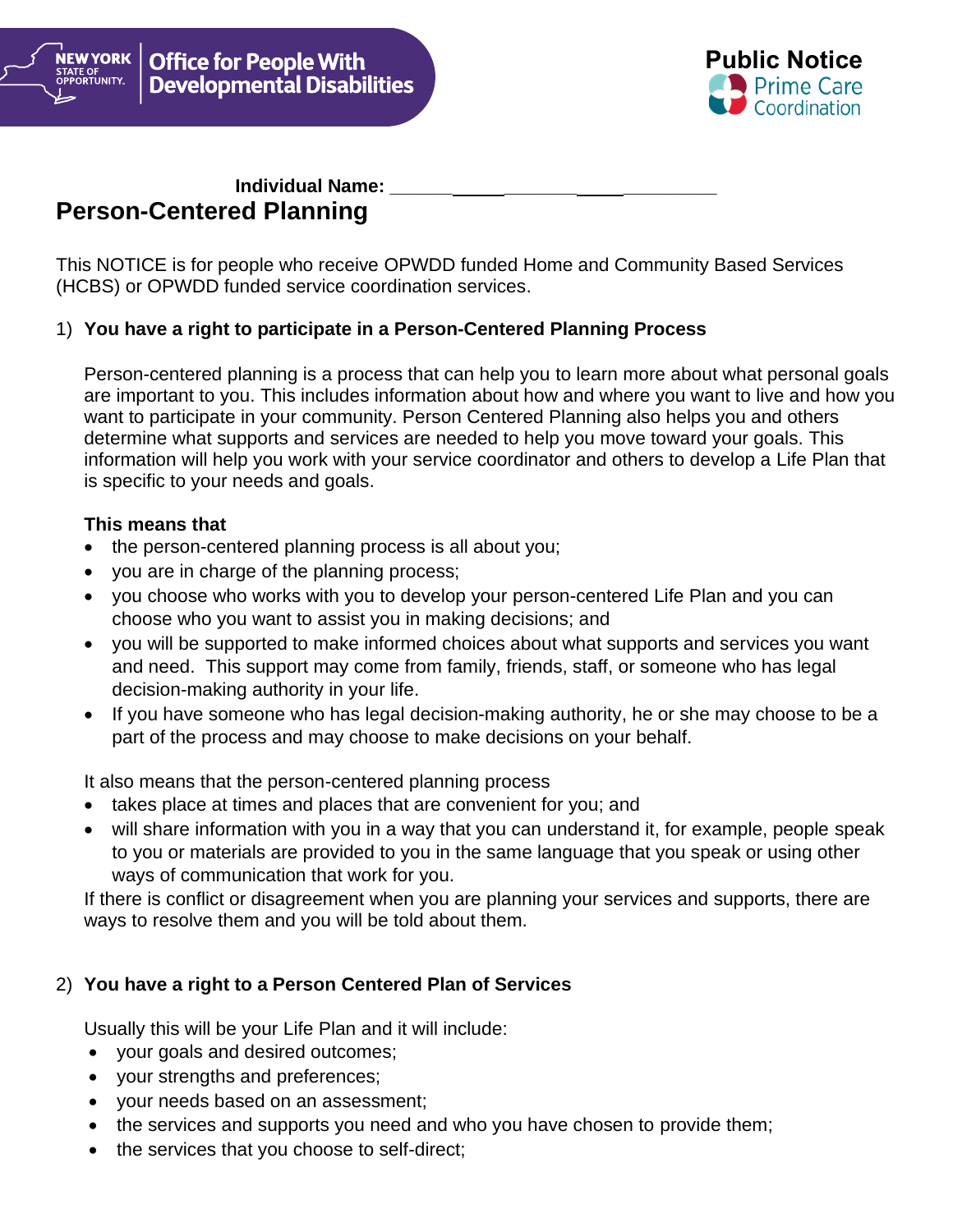New York State of Opportunity. Office for People With Developmental Disabilities

**Public Notice**
Prime Care Coordination

**Individual Name:** ______________________________

# Person-Centered Planning

This NOTICE is for people who receive OPWDD funded Home and Community Based Services (HCBS) or OPWDD funded service coordination services.

1) **You have a right to participate in a Person-Centered Planning Process**

   Person-centered planning is a process that can help you to learn more about what personal goals are important to you. This includes information about how and where you want to live and how you want to participate in your community. Person Centered Planning also helps you and others determine what supports and services are needed to help you move toward your goals. This information will help you work with your service coordinator and others to develop a Life Plan that is specific to your needs and goals.

   **This means that**
   - the person-centered planning process is all about you;
   - you are in charge of the planning process;
   - you choose who works with you to develop your person-centered Life Plan and you can choose who you want to assist you in making decisions; and
   - you will be supported to make informed choices about what supports and services you want and need. This support may come from family, friends, staff, or someone who has legal decision-making authority in your life.
   - If you have someone who has legal decision-making authority, he or she may choose to be a part of the process and may choose to make decisions on your behalf.

   It also means that the person-centered planning process
   - takes place at times and places that are convenient for you; and
   - will share information with you in a way that you can understand it, for example, people speak to you or materials are provided to you in the same language that you speak or using other ways of communication that work for you.

   If there is conflict or disagreement when you are planning your services and supports, there are ways to resolve them and you will be told about them.

2) **You have a right to a Person Centered Plan of Services**

   Usually this will be your Life Plan and it will include:
   - your goals and desired outcomes;
   - your strengths and preferences;
   - your needs based on an assessment;
   - the services and supports you need and who you have chosen to provide them;
   - the services that you choose to self-direct;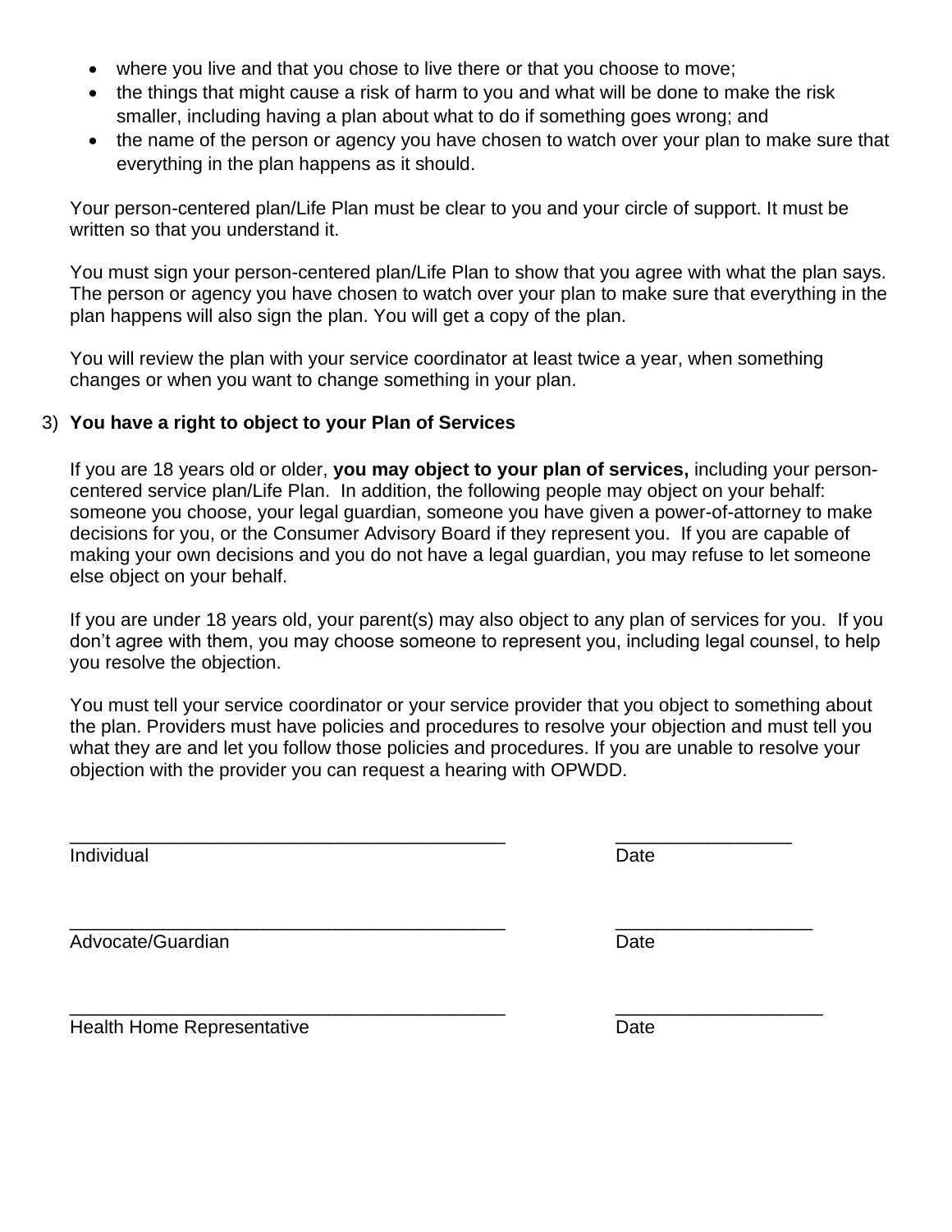- where you live and that you chose to live there or that you choose to move;
- the things that might cause a risk of harm to you and what will be done to make the risk smaller, including having a plan about what to do if something goes wrong; and
- the name of the person or agency you have chosen to watch over your plan to make sure that everything in the plan happens as it should.

Your person-centered plan/Life Plan must be clear to you and your circle of support. It must be written so that you understand it.

You must sign your person-centered plan/Life Plan to show that you agree with what the plan says. The person or agency you have chosen to watch over your plan to make sure that everything in the plan happens will also sign the plan. You will get a copy of the plan.

You will review the plan with your service coordinator at least twice a year, when something changes or when you want to change something in your plan.

3) **You have a right to object to your Plan of Services**

If you are 18 years old or older, **you may object to your plan of services,** including your person-centered service plan/Life Plan. In addition, the following people may object on your behalf: someone you choose, your legal guardian, someone you have given a power-of-attorney to make decisions for you, or the Consumer Advisory Board if they represent you. If you are capable of making your own decisions and you do not have a legal guardian, you may refuse to let someone else object on your behalf.

If you are under 18 years old, your parent(s) may also object to any plan of services for you. If you don't agree with them, you may choose someone to represent you, including legal counsel, to help you resolve the objection.

You must tell your service coordinator or your service provider that you object to something about the plan. Providers must have policies and procedures to resolve your objection and must tell you what they are and let you follow those policies and procedures. If you are unable to resolve your objection with the provider you can request a hearing with OPWDD.

\_\_\_\_\_\_\_\_\_\_\_\_\_\_\_\_\_\_\_\_\_\_\_\_\_\_\_\_\_\_\_\_\_\_\_\_\_\_\_\_\_\_\_ \_\_\_\_\_\_\_\_\_\_\_\_\_\_\_\_\_
Individual Date

\_\_\_\_\_\_\_\_\_\_\_\_\_\_\_\_\_\_\_\_\_\_\_\_\_\_\_\_\_\_\_\_\_\_\_\_\_\_\_\_\_\_\_ \_\_\_\_\_\_\_\_\_\_\_\_\_\_\_\_\_\_\_
Advocate/Guardian Date

\_\_\_\_\_\_\_\_\_\_\_\_\_\_\_\_\_\_\_\_\_\_\_\_\_\_\_\_\_\_\_\_\_\_\_\_\_\_\_\_\_\_\_ \_\_\_\_\_\_\_\_\_\_\_\_\_\_\_\_\_\_\_\_
Health Home Representative Date